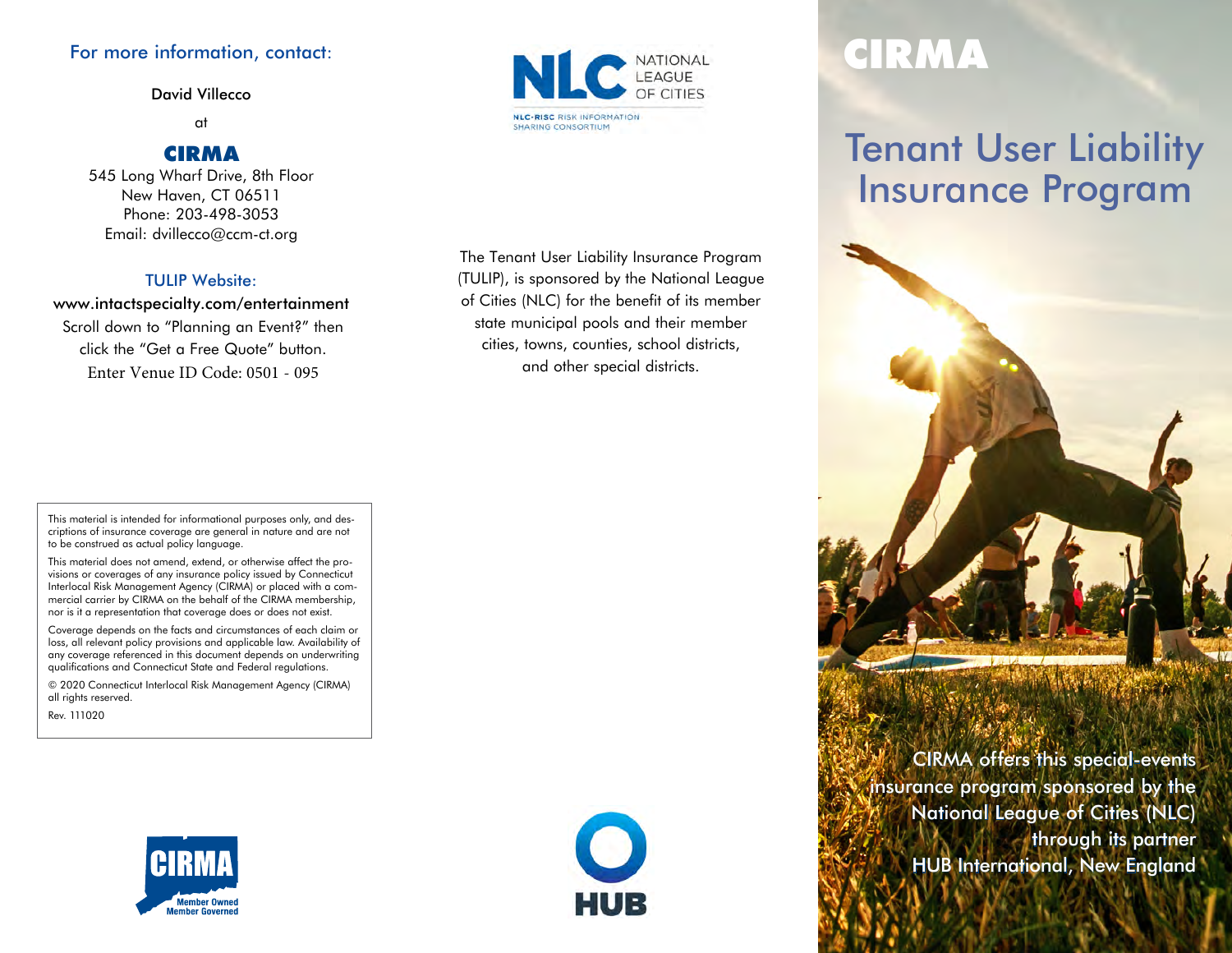# CIRMA

# Tenant User Liability Insurance Program

CIRMA offers this special-events insurance program sponsored by the National League of Cities (NLC) through its partner HUB International, New England

NATIONAL LEAGUE OF CITIES

NLC-RISC RISK INFORMATION SHARING CONSORTIUM

The Tenant User Liability Insurance Program (TULIP), is sponsored by the National League of Cities (NLC) for the benefit of its member state municipal pools and their member cities, towns, counties, school districts, and other special districts.

HUB

### For more information, contact:

David Villecco

at

**CIRMA**

545 Long Wharf Drive, 8th Floor
New Haven, CT 06511
Phone: 203-498-3053
Email: dvillecco@ccm-ct.org

### TULIP Website:

www.intactspecialty.com/entertainment

Scroll down to "Planning an Event?" then click the "Get a Free Quote" button.

Enter Venue ID Code: 0501 - 095

This material is intended for informational purposes only, and descriptions of insurance coverage are general in nature and are not to be construed as actual policy language.

This material does not amend, extend, or otherwise affect the provisions or coverages of any insurance policy issued by Connecticut Interlocal Risk Management Agency (CIRMA) or placed with a commercial carrier by CIRMA on the behalf of the CIRMA membership, nor is it a representation that coverage does or does not exist.

Coverage depends on the facts and circumstances of each claim or loss, all relevant policy provisions and applicable law. Availability of any coverage referenced in this document depends on underwriting qualifications and Connecticut State and Federal regulations.

© 2020 Connecticut Interlocal Risk Management Agency (CIRMA) all rights reserved.

Rev. 111020

CIRMA
Member Owned
Member Governed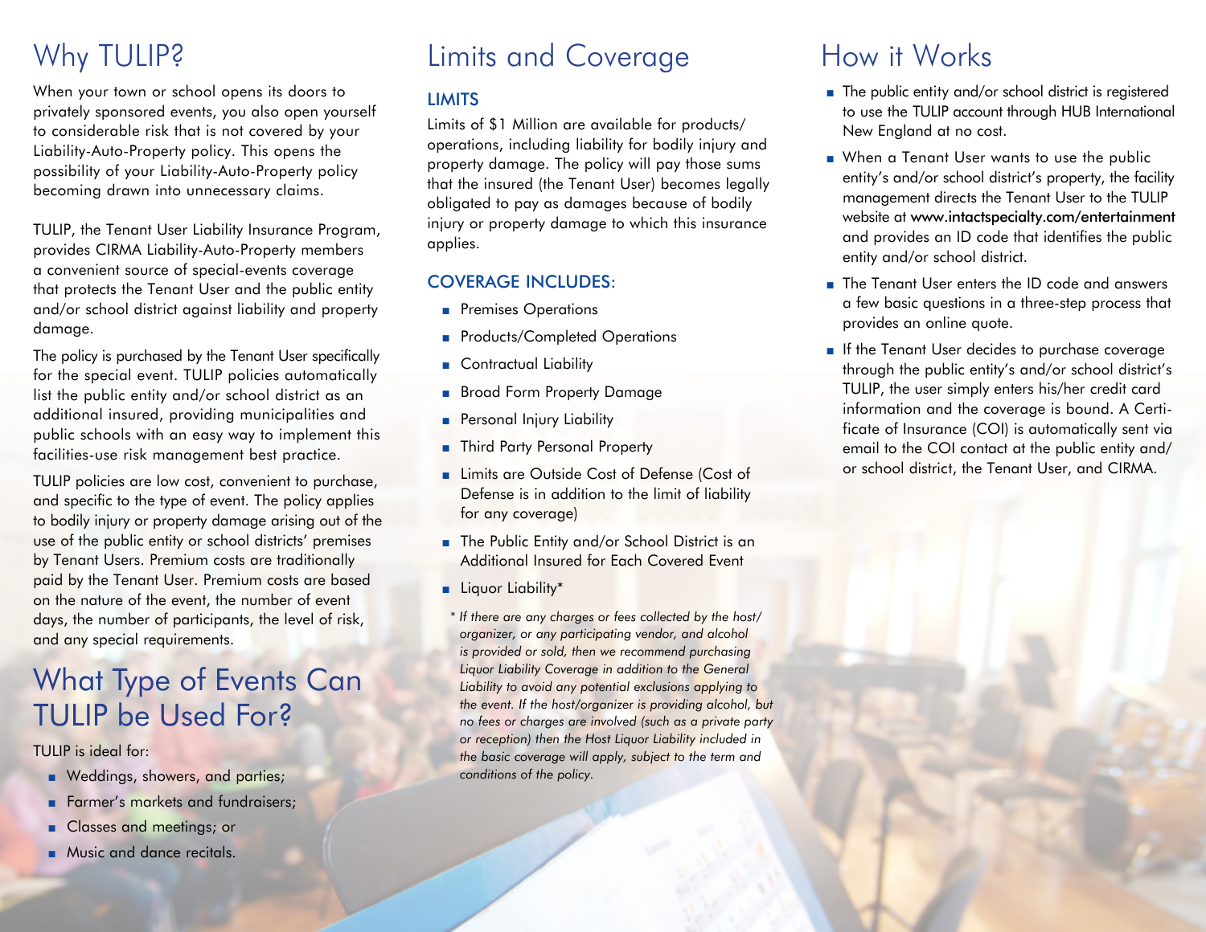# Why TULIP?

When your town or school opens its doors to privately sponsored events, you also open yourself to considerable risk that is not covered by your Liability-Auto-Property policy. This opens the possibility of your Liability-Auto-Property policy becoming drawn into unnecessary claims.

TULIP, the Tenant User Liability Insurance Program, provides CIRMA Liability-Auto-Property members a convenient source of special-events coverage that protects the Tenant User and the public entity and/or school district against liability and property damage.

The policy is purchased by the Tenant User specifically for the special event. TULIP policies automatically list the public entity and/or school district as an additional insured, providing municipalities and public schools with an easy way to implement this facilities-use risk management best practice.

TULIP policies are low cost, convenient to purchase, and specific to the type of event. The policy applies to bodily injury or property damage arising out of the use of the public entity or school districts' premises by Tenant Users. Premium costs are traditionally paid by the Tenant User. Premium costs are based on the nature of the event, the number of event days, the number of participants, the level of risk, and any special requirements.

# What Type of Events Can TULIP be Used For?

TULIP is ideal for:

- Weddings, showers, and parties;
- Farmer's markets and fundraisers;
- Classes and meetings; or
- Music and dance recitals.

# Limits and Coverage

## LIMITS

Limits of $1 Million are available for products/operations, including liability for bodily injury and property damage. The policy will pay those sums that the insured (the Tenant User) becomes legally obligated to pay as damages because of bodily injury or property damage to which this insurance applies.

## COVERAGE INCLUDES:

- Premises Operations
- Products/Completed Operations
- Contractual Liability
- Broad Form Property Damage
- Personal Injury Liability
- Third Party Personal Property
- Limits are Outside Cost of Defense (Cost of Defense is in addition to the limit of liability for any coverage)
- The Public Entity and/or School District is an Additional Insured for Each Covered Event
- Liquor Liability*

*\* If there are any charges or fees collected by the host/organizer, or any participating vendor, and alcohol is provided or sold, then we recommend purchasing Liquor Liability Coverage in addition to the General Liability to avoid any potential exclusions applying to the event. If the host/organizer is providing alcohol, but no fees or charges are involved (such as a private party or reception) then the Host Liquor Liability included in the basic coverage will apply, subject to the term and conditions of the policy.*

# How it Works

- The public entity and/or school district is registered to use the TULIP account through HUB International New England at no cost.
- When a Tenant User wants to use the public entity's and/or school district's property, the facility management directs the Tenant User to the TULIP website at **www.intactspecialty.com/entertainment** and provides an ID code that identifies the public entity and/or school district.
- The Tenant User enters the ID code and answers a few basic questions in a three-step process that provides an online quote.
- If the Tenant User decides to purchase coverage through the public entity's and/or school district's TULIP, the user simply enters his/her credit card information and the coverage is bound. A Certificate of Insurance (COI) is automatically sent via email to the COI contact at the public entity and/or school district, the Tenant User, and CIRMA.